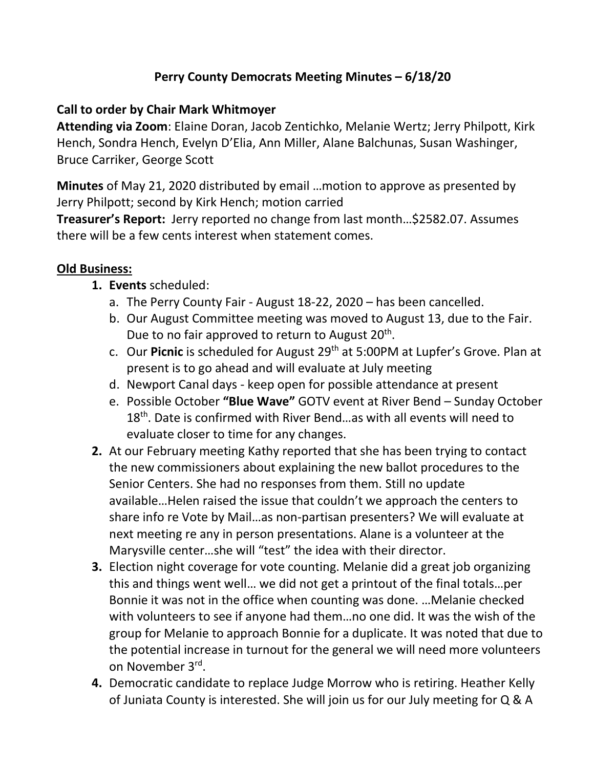# Perry County Democrats Meeting Minutes – 6/18/20

**Call to order by Chair Mark Whitmoyer**

**Attending via Zoom**: Elaine Doran, Jacob Zentichko, Melanie Wertz; Jerry Philpott, Kirk Hench, Sondra Hench, Evelyn D'Elia, Ann Miller, Alane Balchunas, Susan Washinger, Bruce Carriker, George Scott

**Minutes** of May 21, 2020 distributed by email …motion to approve as presented by Jerry Philpott; second by Kirk Hench; motion carried

**Treasurer's Report:** Jerry reported no change from last month…$2582.07. Assumes there will be a few cents interest when statement comes.

## Old Business:

1. **Events** scheduled:
   a. The Perry County Fair - August 18-22, 2020 – has been cancelled.
   b. Our August Committee meeting was moved to August 13, due to the Fair. Due to no fair approved to return to August 20th.
   c. Our **Picnic** is scheduled for August 29th at 5:00PM at Lupfer's Grove. Plan at present is to go ahead and will evaluate at July meeting
   d. Newport Canal days - keep open for possible attendance at present
   e. Possible October **"Blue Wave"** GOTV event at River Bend – Sunday October 18th. Date is confirmed with River Bend…as with all events will need to evaluate closer to time for any changes.
2. At our February meeting Kathy reported that she has been trying to contact the new commissioners about explaining the new ballot procedures to the Senior Centers. She had no responses from them. Still no update available…Helen raised the issue that couldn't we approach the centers to share info re Vote by Mail…as non-partisan presenters? We will evaluate at next meeting re any in person presentations. Alane is a volunteer at the Marysville center…she will "test" the idea with their director.
3. Election night coverage for vote counting. Melanie did a great job organizing this and things went well… we did not get a printout of the final totals…per Bonnie it was not in the office when counting was done. …Melanie checked with volunteers to see if anyone had them…no one did. It was the wish of the group for Melanie to approach Bonnie for a duplicate. It was noted that due to the potential increase in turnout for the general we will need more volunteers on November 3rd.
4. Democratic candidate to replace Judge Morrow who is retiring. Heather Kelly of Juniata County is interested. She will join us for our July meeting for Q & A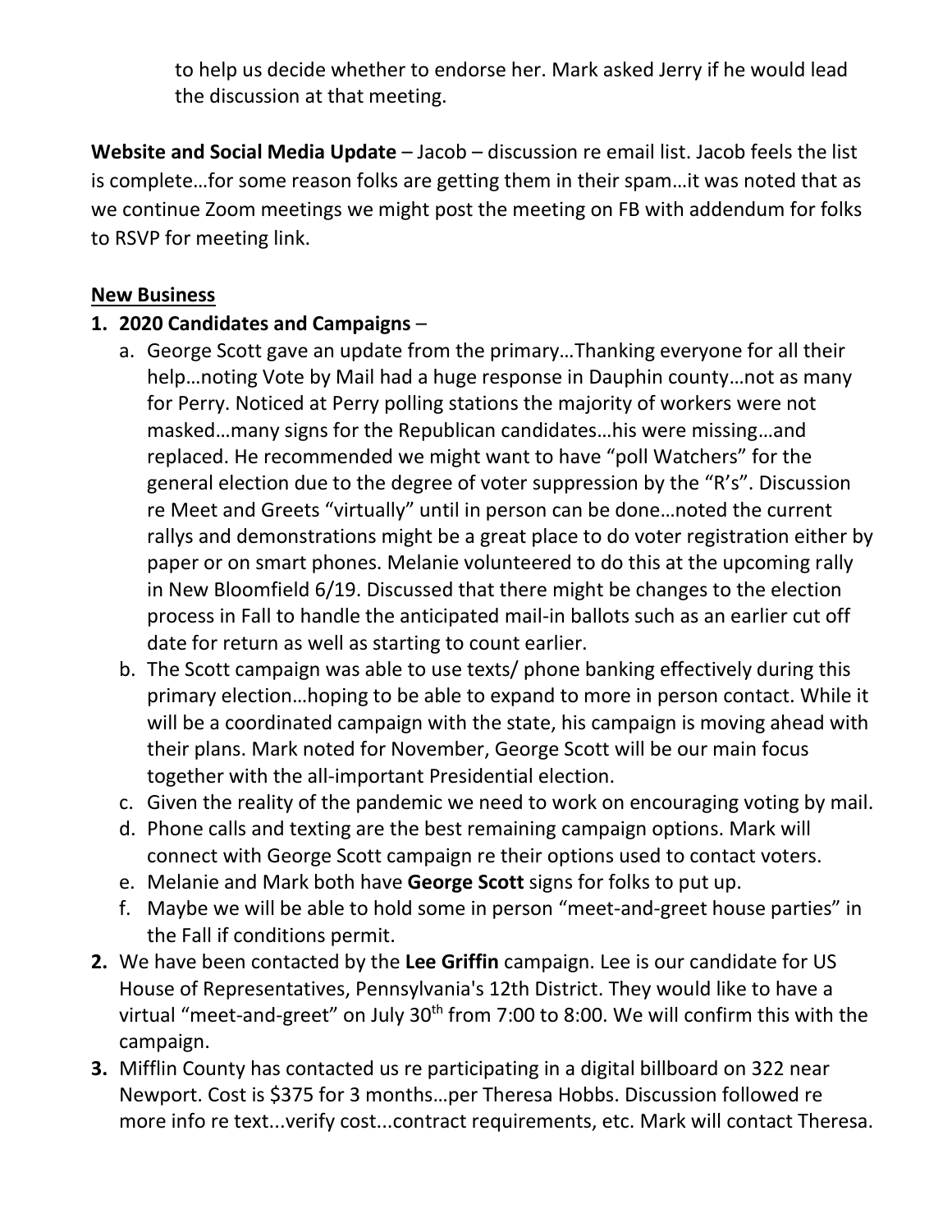to help us decide whether to endorse her. Mark asked Jerry if he would lead the discussion at that meeting.

**Website and Social Media Update** – Jacob – discussion re email list. Jacob feels the list is complete…for some reason folks are getting them in their spam…it was noted that as we continue Zoom meetings we might post the meeting on FB with addendum for folks to RSVP for meeting link.

**New Business**

1. **2020 Candidates and Campaigns** –
   a. George Scott gave an update from the primary…Thanking everyone for all their help…noting Vote by Mail had a huge response in Dauphin county…not as many for Perry. Noticed at Perry polling stations the majority of workers were not masked…many signs for the Republican candidates…his were missing…and replaced. He recommended we might want to have "poll Watchers" for the general election due to the degree of voter suppression by the "R's". Discussion re Meet and Greets "virtually" until in person can be done…noted the current rallys and demonstrations might be a great place to do voter registration either by paper or on smart phones. Melanie volunteered to do this at the upcoming rally in New Bloomfield 6/19. Discussed that there might be changes to the election process in Fall to handle the anticipated mail-in ballots such as an earlier cut off date for return as well as starting to count earlier.
   b. The Scott campaign was able to use texts/ phone banking effectively during this primary election…hoping to be able to expand to more in person contact. While it will be a coordinated campaign with the state, his campaign is moving ahead with their plans. Mark noted for November, George Scott will be our main focus together with the all-important Presidential election.
   c. Given the reality of the pandemic we need to work on encouraging voting by mail.
   d. Phone calls and texting are the best remaining campaign options. Mark will connect with George Scott campaign re their options used to contact voters.
   e. Melanie and Mark both have **George Scott** signs for folks to put up.
   f. Maybe we will be able to hold some in person "meet-and-greet house parties" in the Fall if conditions permit.
2. We have been contacted by the **Lee Griffin** campaign. Lee is our candidate for US House of Representatives, Pennsylvania's 12th District. They would like to have a virtual "meet-and-greet" on July 30th from 7:00 to 8:00. We will confirm this with the campaign.
3. Mifflin County has contacted us re participating in a digital billboard on 322 near Newport. Cost is $375 for 3 months…per Theresa Hobbs. Discussion followed re more info re text...verify cost...contract requirements, etc. Mark will contact Theresa.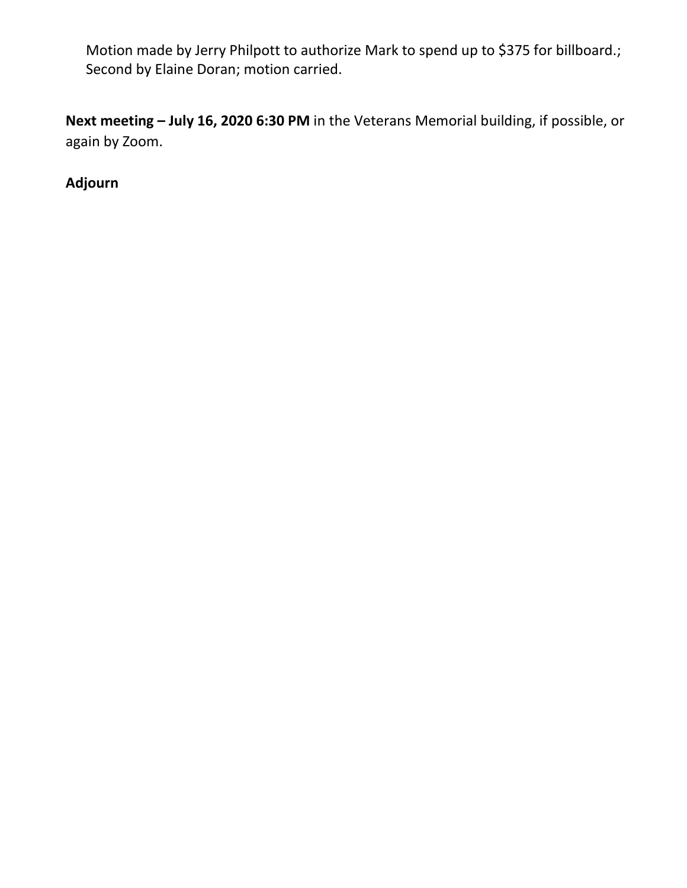Motion made by Jerry Philpott to authorize Mark to spend up to $375 for billboard.; Second by Elaine Doran; motion carried.

**Next meeting – July 16, 2020 6:30 PM** in the Veterans Memorial building, if possible, or again by Zoom.

**Adjourn**